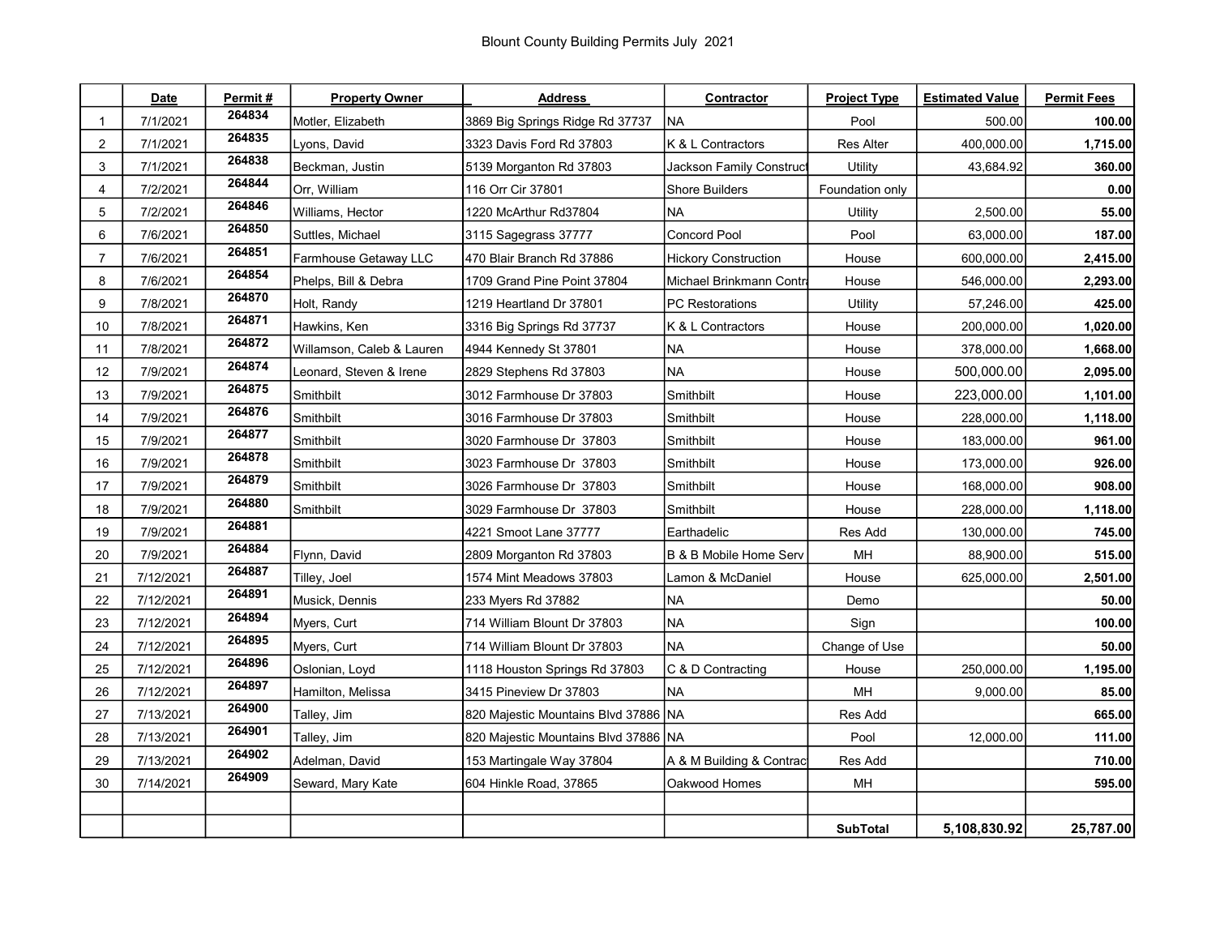# Blount County Building Permits July 2021

| | Date | Permit # | Property Owner | Address | Contractor | Project Type | Estimated Value | Permit Fees |
|---|---|---|---|---|---|---|---|---|
| 1 | 7/1/2021 | 264834 | Motler, Elizabeth | 3869 Big Springs Ridge Rd 37737 | NA | Pool | 500.00 | **100.00** |
| 2 | 7/1/2021 | 264835 | Lyons, David | 3323 Davis Ford Rd 37803 | K & L Contractors | Res Alter | 400,000.00 | **1,715.00** |
| 3 | 7/1/2021 | 264838 | Beckman, Justin | 5139 Morganton Rd 37803 | Jackson Family Construct | Utility | 43,684.92 | **360.00** |
| 4 | 7/2/2021 | 264844 | Orr, William | 116 Orr Cir 37801 | Shore Builders | Foundation only | | **0.00** |
| 5 | 7/2/2021 | 264846 | Williams, Hector | 1220 McArthur Rd37804 | NA | Utility | 2,500.00 | **55.00** |
| 6 | 7/6/2021 | 264850 | Suttles, Michael | 3115 Sagegrass 37777 | Concord Pool | Pool | 63,000.00 | **187.00** |
| 7 | 7/6/2021 | 264851 | Farmhouse Getaway LLC | 470 Blair Branch Rd 37886 | Hickory Construction | House | 600,000.00 | **2,415.00** |
| 8 | 7/6/2021 | 264854 | Phelps, Bill & Debra | 1709 Grand Pine Point 37804 | Michael Brinkmann Contra | House | 546,000.00 | **2,293.00** |
| 9 | 7/8/2021 | 264870 | Holt, Randy | 1219 Heartland Dr 37801 | PC Restorations | Utility | 57,246.00 | **425.00** |
| 10 | 7/8/2021 | 264871 | Hawkins, Ken | 3316 Big Springs Rd 37737 | K & L Contractors | House | 200,000.00 | **1,020.00** |
| 11 | 7/8/2021 | 264872 | Willamson, Caleb & Lauren | 4944 Kennedy St 37801 | NA | House | 378,000.00 | **1,668.00** |
| 12 | 7/9/2021 | 264874 | Leonard, Steven & Irene | 2829 Stephens Rd 37803 | NA | House | 500,000.00 | **2,095.00** |
| 13 | 7/9/2021 | 264875 | Smithbilt | 3012 Farmhouse Dr 37803 | Smithbilt | House | 223,000.00 | **1,101.00** |
| 14 | 7/9/2021 | 264876 | Smithbilt | 3016 Farmhouse Dr 37803 | Smithbilt | House | 228,000.00 | **1,118.00** |
| 15 | 7/9/2021 | 264877 | Smithbilt | 3020 Farmhouse Dr 37803 | Smithbilt | House | 183,000.00 | **961.00** |
| 16 | 7/9/2021 | 264878 | Smithbilt | 3023 Farmhouse Dr 37803 | Smithbilt | House | 173,000.00 | **926.00** |
| 17 | 7/9/2021 | 264879 | Smithbilt | 3026 Farmhouse Dr 37803 | Smithbilt | House | 168,000.00 | **908.00** |
| 18 | 7/9/2021 | 264880 | Smithbilt | 3029 Farmhouse Dr 37803 | Smithbilt | House | 228,000.00 | **1,118.00** |
| 19 | 7/9/2021 | 264881 | | 4221 Smoot Lane 37777 | Earthadelic | Res Add | 130,000.00 | **745.00** |
| 20 | 7/9/2021 | 264884 | Flynn, David | 2809 Morganton Rd 37803 | B & B Mobile Home Serv | MH | 88,900.00 | **515.00** |
| 21 | 7/12/2021 | 264887 | Tilley, Joel | 1574 Mint Meadows 37803 | Lamon & McDaniel | House | 625,000.00 | **2,501.00** |
| 22 | 7/12/2021 | 264891 | Musick, Dennis | 233 Myers Rd 37882 | NA | Demo | | **50.00** |
| 23 | 7/12/2021 | 264894 | Myers, Curt | 714 William Blount Dr 37803 | NA | Sign | | **100.00** |
| 24 | 7/12/2021 | 264895 | Myers, Curt | 714 William Blount Dr 37803 | NA | Change of Use | | **50.00** |
| 25 | 7/12/2021 | 264896 | Oslonian, Loyd | 1118 Houston Springs Rd 37803 | C & D Contracting | House | 250,000.00 | **1,195.00** |
| 26 | 7/12/2021 | 264897 | Hamilton, Melissa | 3415 Pineview Dr 37803 | NA | MH | 9,000.00 | **85.00** |
| 27 | 7/13/2021 | 264900 | Talley, Jim | 820 Majestic Mountains Blvd 37886 | NA | Res Add | | **665.00** |
| 28 | 7/13/2021 | 264901 | Talley, Jim | 820 Majestic Mountains Blvd 37886 | NA | Pool | 12,000.00 | **111.00** |
| 29 | 7/13/2021 | 264902 | Adelman, David | 153 Martingale Way 37804 | A & M Building & Contrac | Res Add | | **710.00** |
| 30 | 7/14/2021 | 264909 | Seward, Mary Kate | 604 Hinkle Road, 37865 | Oakwood Homes | MH | | **595.00** |
| | | | | | | | | |
| | | | | | | **SubTotal** | **5,108,830.92** | **25,787.00** |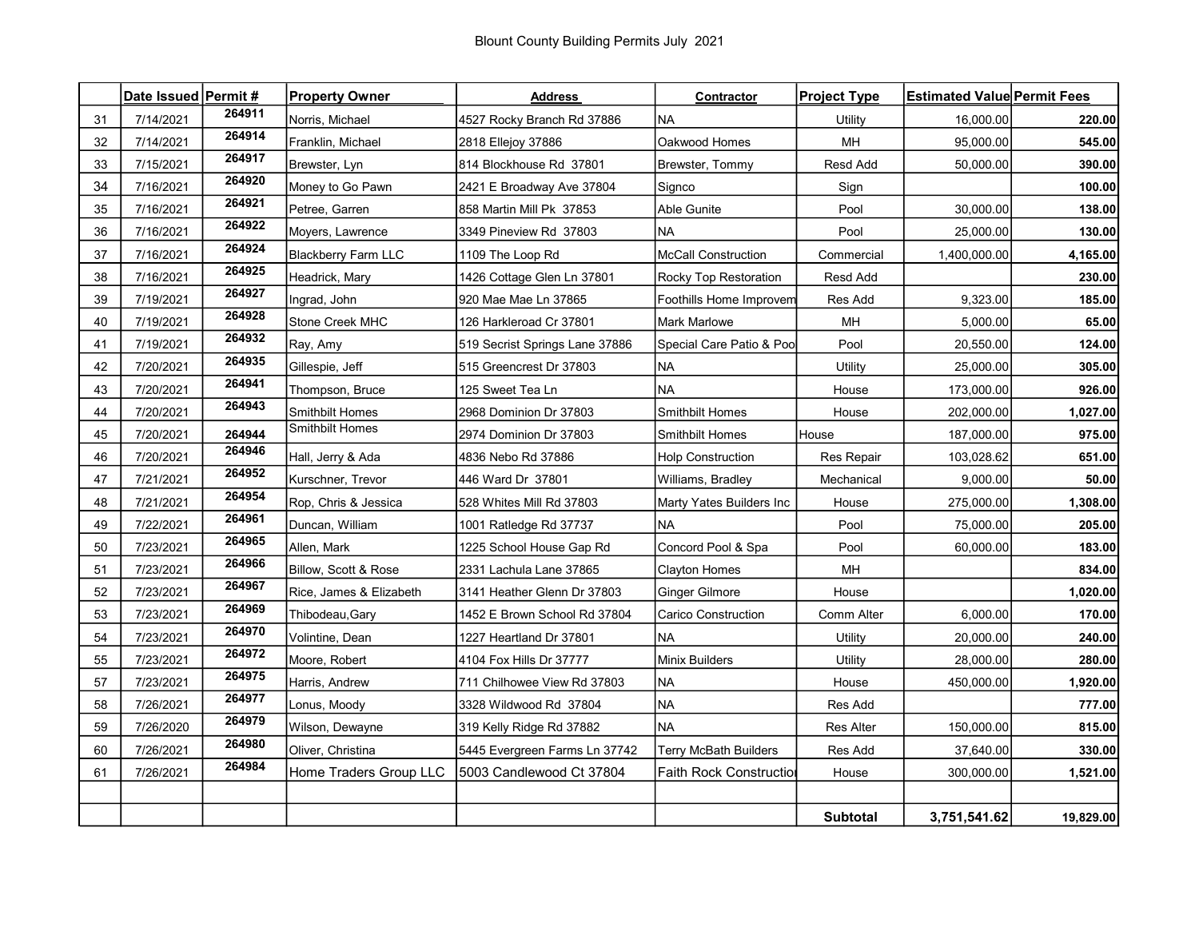# Blount County Building Permits July 2021

| | Date Issued | Permit # | Property Owner | Address | Contractor | Project Type | Estimated Value | Permit Fees |
|---|---|---|---|---|---|---|---|---|
| 31 | 7/14/2021 | 264911 | Norris, Michael | 4527 Rocky Branch Rd 37886 | NA | Utility | 16,000.00 | **220.00** |
| 32 | 7/14/2021 | 264914 | Franklin, Michael | 2818 Ellejoy 37886 | Oakwood Homes | MH | 95,000.00 | **545.00** |
| 33 | 7/15/2021 | 264917 | Brewster, Lyn | 814 Blockhouse Rd 37801 | Brewster, Tommy | Resd Add | 50,000.00 | **390.00** |
| 34 | 7/16/2021 | 264920 | Money to Go Pawn | 2421 E Broadway Ave 37804 | Signco | Sign | | **100.00** |
| 35 | 7/16/2021 | 264921 | Petree, Garren | 858 Martin Mill Pk 37853 | Able Gunite | Pool | 30,000.00 | **138.00** |
| 36 | 7/16/2021 | 264922 | Moyers, Lawrence | 3349 Pineview Rd 37803 | NA | Pool | 25,000.00 | **130.00** |
| 37 | 7/16/2021 | 264924 | Blackberry Farm LLC | 1109 The Loop Rd | McCall Construction | Commercial | 1,400,000.00 | **4,165.00** |
| 38 | 7/16/2021 | 264925 | Headrick, Mary | 1426 Cottage Glen Ln 37801 | Rocky Top Restoration | Resd Add | | **230.00** |
| 39 | 7/19/2021 | 264927 | Ingrad, John | 920 Mae Mae Ln 37865 | Foothills Home Improvem | Res Add | 9,323.00 | **185.00** |
| 40 | 7/19/2021 | 264928 | Stone Creek MHC | 126 Harkleroad Cr 37801 | Mark Marlowe | MH | 5,000.00 | **65.00** |
| 41 | 7/19/2021 | 264932 | Ray, Amy | 519 Secrist Springs Lane 37886 | Special Care Patio & Poo | Pool | 20,550.00 | **124.00** |
| 42 | 7/20/2021 | 264935 | Gillespie, Jeff | 515 Greencrest Dr 37803 | NA | Utility | 25,000.00 | **305.00** |
| 43 | 7/20/2021 | 264941 | Thompson, Bruce | 125 Sweet Tea Ln | NA | House | 173,000.00 | **926.00** |
| 44 | 7/20/2021 | 264943 | Smithbilt Homes | 2968 Dominion Dr 37803 | Smithbilt Homes | House | 202,000.00 | **1,027.00** |
| 45 | 7/20/2021 | 264944 | Smithbilt Homes | 2974 Dominion Dr 37803 | Smithbilt Homes | House | 187,000.00 | **975.00** |
| 46 | 7/20/2021 | 264946 | Hall, Jerry & Ada | 4836 Nebo Rd 37886 | Holp Construction | Res Repair | 103,028.62 | **651.00** |
| 47 | 7/21/2021 | 264952 | Kurschner, Trevor | 446 Ward Dr 37801 | Williams, Bradley | Mechanical | 9,000.00 | **50.00** |
| 48 | 7/21/2021 | 264954 | Rop, Chris & Jessica | 528 Whites Mill Rd 37803 | Marty Yates Builders Inc | House | 275,000.00 | **1,308.00** |
| 49 | 7/22/2021 | 264961 | Duncan, William | 1001 Ratledge Rd 37737 | NA | Pool | 75,000.00 | **205.00** |
| 50 | 7/23/2021 | 264965 | Allen, Mark | 1225 School House Gap Rd | Concord Pool & Spa | Pool | 60,000.00 | **183.00** |
| 51 | 7/23/2021 | 264966 | Billow, Scott & Rose | 2331 Lachula Lane 37865 | Clayton Homes | MH | | **834.00** |
| 52 | 7/23/2021 | 264967 | Rice, James & Elizabeth | 3141 Heather Glenn Dr 37803 | Ginger Gilmore | House | | **1,020.00** |
| 53 | 7/23/2021 | 264969 | Thibodeau,Gary | 1452 E Brown School Rd 37804 | Carico Construction | Comm Alter | 6,000.00 | **170.00** |
| 54 | 7/23/2021 | 264970 | Volintine, Dean | 1227 Heartland Dr 37801 | NA | Utility | 20,000.00 | **240.00** |
| 55 | 7/23/2021 | 264972 | Moore, Robert | 4104 Fox Hills Dr 37777 | Minix Builders | Utility | 28,000.00 | **280.00** |
| 57 | 7/23/2021 | 264975 | Harris, Andrew | 711 Chilhowee View Rd 37803 | NA | House | 450,000.00 | **1,920.00** |
| 58 | 7/26/2021 | 264977 | Lonus, Moody | 3328 Wildwood Rd 37804 | NA | Res Add | | **777.00** |
| 59 | 7/26/2020 | 264979 | Wilson, Dewayne | 319 Kelly Ridge Rd 37882 | NA | Res Alter | 150,000.00 | **815.00** |
| 60 | 7/26/2021 | 264980 | Oliver, Christina | 5445 Evergreen Farms Ln 37742 | Terry McBath Builders | Res Add | 37,640.00 | **330.00** |
| 61 | 7/26/2021 | 264984 | Home Traders Group LLC | 5003 Candlewood Ct 37804 | Faith Rock Constructio | House | 300,000.00 | **1,521.00** |
| | | | | | | | | |
| | | | | | | **Subtotal** | **3,751,541.62** | **19,829.00** |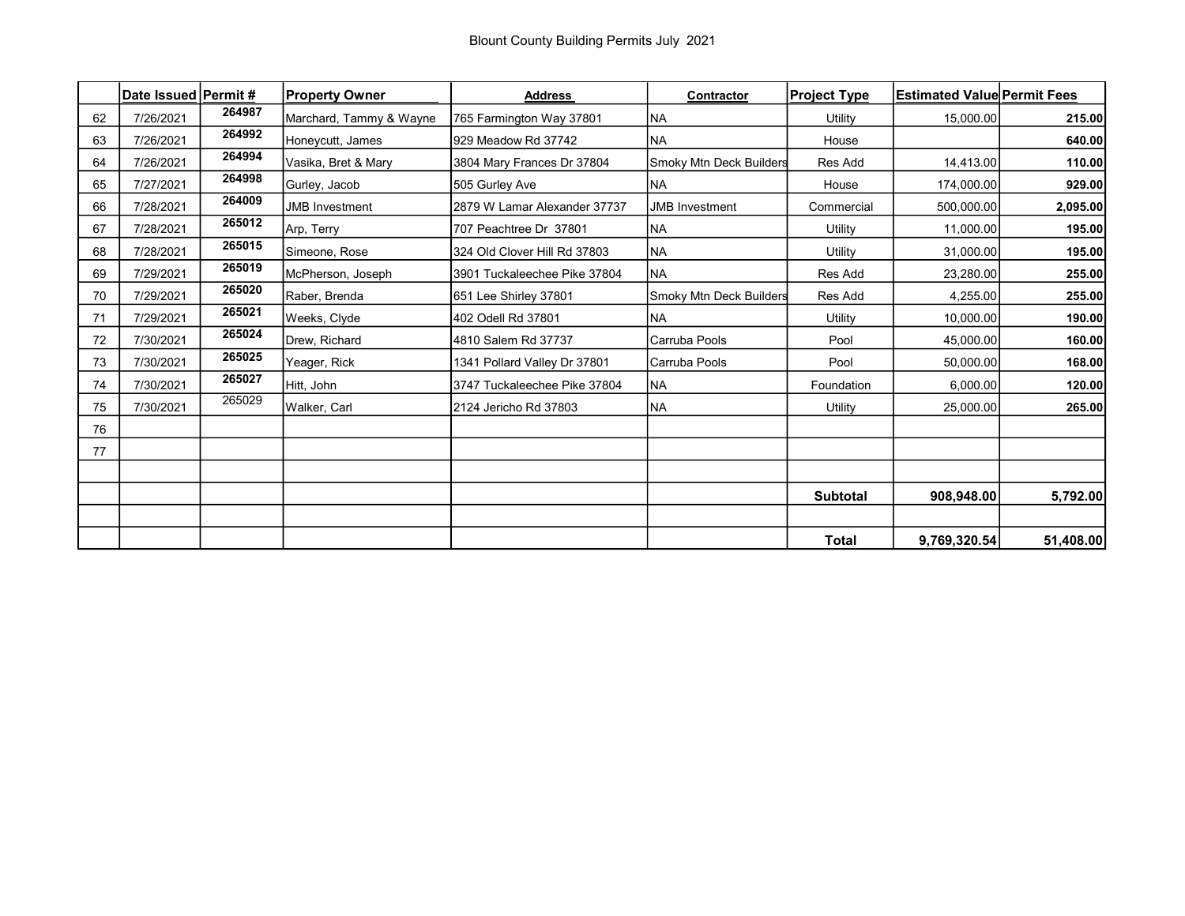Blount County Building Permits July 2021

| | Date Issued | Permit # | Property Owner | Address | Contractor | Project Type | Estimated Value | Permit Fees |
|---|---|---|---|---|---|---|---|---|
| 62 | 7/26/2021 | **264987** | Marchard, Tammy & Wayne | 765 Farmington Way 37801 | NA | Utility | 15,000.00 | **215.00** |
| 63 | 7/26/2021 | **264992** | Honeycutt, James | 929 Meadow Rd 37742 | NA | House | | **640.00** |
| 64 | 7/26/2021 | **264994** | Vasika, Bret & Mary | 3804 Mary Frances Dr 37804 | Smoky Mtn Deck Builders | Res Add | 14,413.00 | **110.00** |
| 65 | 7/27/2021 | **264998** | Gurley, Jacob | 505 Gurley Ave | NA | House | 174,000.00 | **929.00** |
| 66 | 7/28/2021 | **264009** | JMB Investment | 2879 W Lamar Alexander 37737 | JMB Investment | Commercial | 500,000.00 | **2,095.00** |
| 67 | 7/28/2021 | **265012** | Arp, Terry | 707 Peachtree Dr 37801 | NA | Utility | 11,000.00 | **195.00** |
| 68 | 7/28/2021 | **265015** | Simeone, Rose | 324 Old Clover Hill Rd 37803 | NA | Utility | 31,000.00 | **195.00** |
| 69 | 7/29/2021 | **265019** | McPherson, Joseph | 3901 Tuckaleechee Pike 37804 | NA | Res Add | 23,280.00 | **255.00** |
| 70 | 7/29/2021 | **265020** | Raber, Brenda | 651 Lee Shirley 37801 | Smoky Mtn Deck Builders | Res Add | 4,255.00 | **255.00** |
| 71 | 7/29/2021 | **265021** | Weeks, Clyde | 402 Odell Rd 37801 | NA | Utility | 10,000.00 | **190.00** |
| 72 | 7/30/2021 | **265024** | Drew, Richard | 4810 Salem Rd 37737 | Carruba Pools | Pool | 45,000.00 | **160.00** |
| 73 | 7/30/2021 | **265025** | Yeager, Rick | 1341 Pollard Valley Dr 37801 | Carruba Pools | Pool | 50,000.00 | **168.00** |
| 74 | 7/30/2021 | **265027** | Hitt, John | 3747 Tuckaleechee Pike 37804 | NA | Foundation | 6,000.00 | **120.00** |
| 75 | 7/30/2021 | 265029 | Walker, Carl | 2124 Jericho Rd 37803 | NA | Utility | 25,000.00 | **265.00** |
| 76 | | | | | | | | |
| 77 | | | | | | | | |
| | | | | | | | | |
| | | | | | | **Subtotal** | **908,948.00** | **5,792.00** |
| | | | | | | | | |
| | | | | | | **Total** | **9,769,320.54** | **51,408.00** |